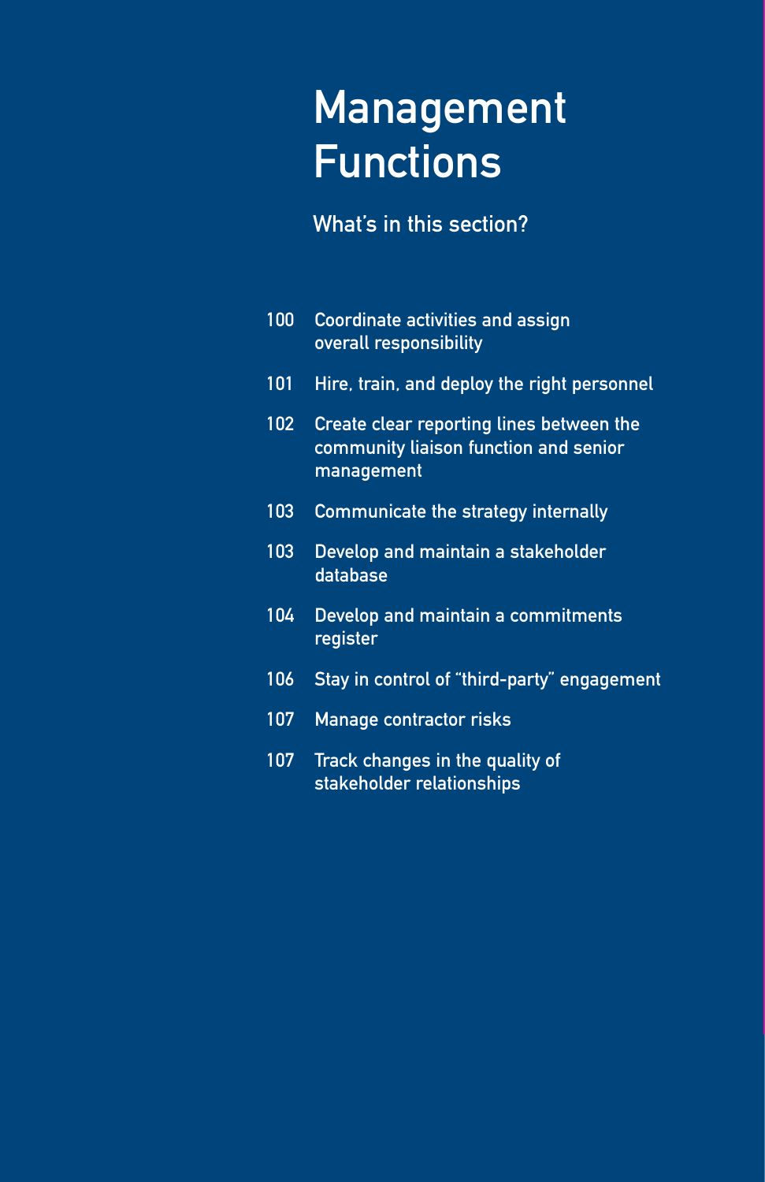# Management Functions

## What's in this section?

| | |
|---|---|
| 100 | Coordinate activities and assign overall responsibility |
| 101 | Hire, train, and deploy the right personnel |
| 102 | Create clear reporting lines between the community liaison function and senior management |
| 103 | Communicate the strategy internally |
| 103 | Develop and maintain a stakeholder database |
| 104 | Develop and maintain a commitments register |
| 106 | Stay in control of "third-party" engagement |
| 107 | Manage contractor risks |
| 107 | Track changes in the quality of stakeholder relationships |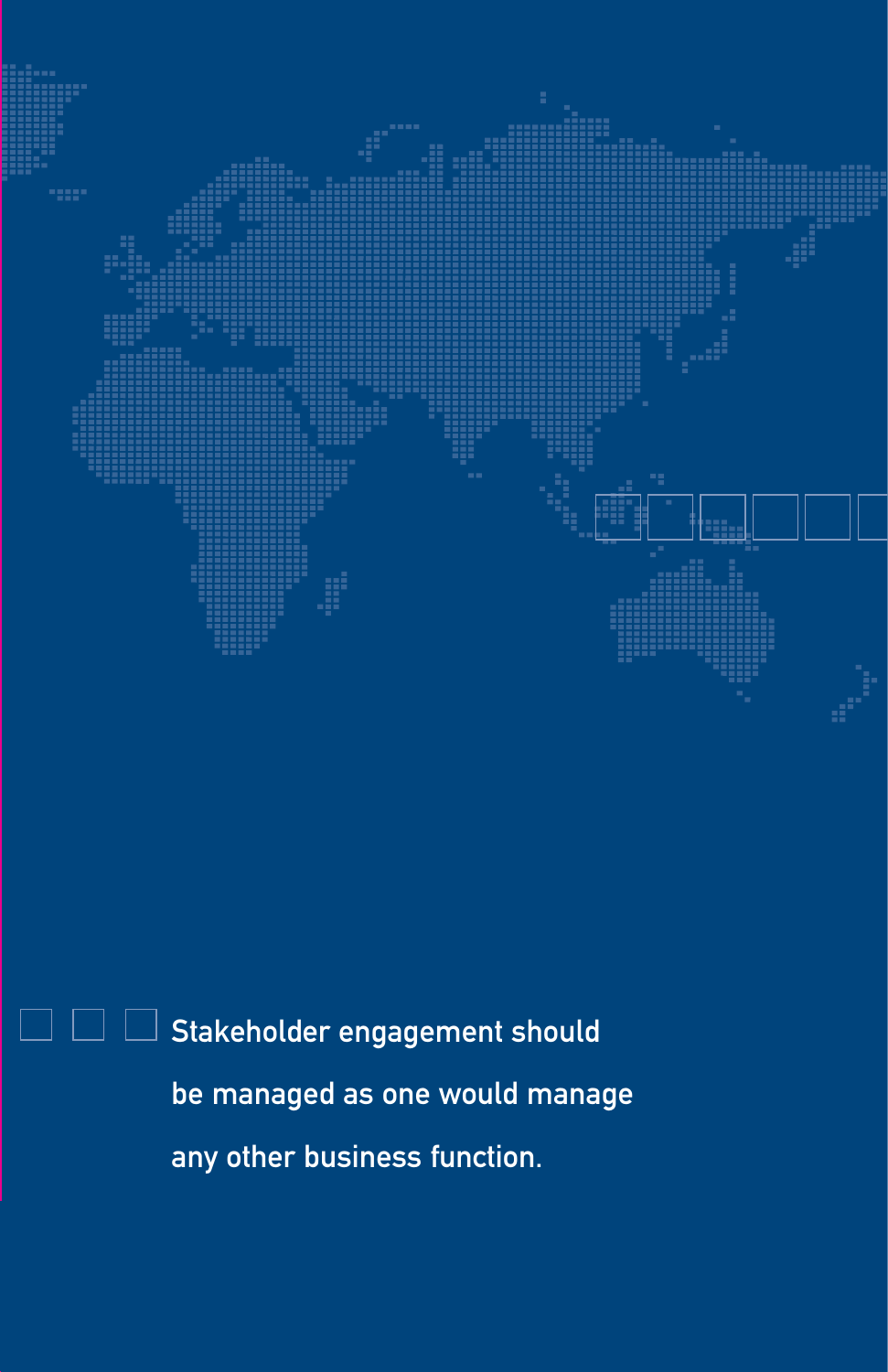Stakeholder engagement should be managed as one would manage any other business function.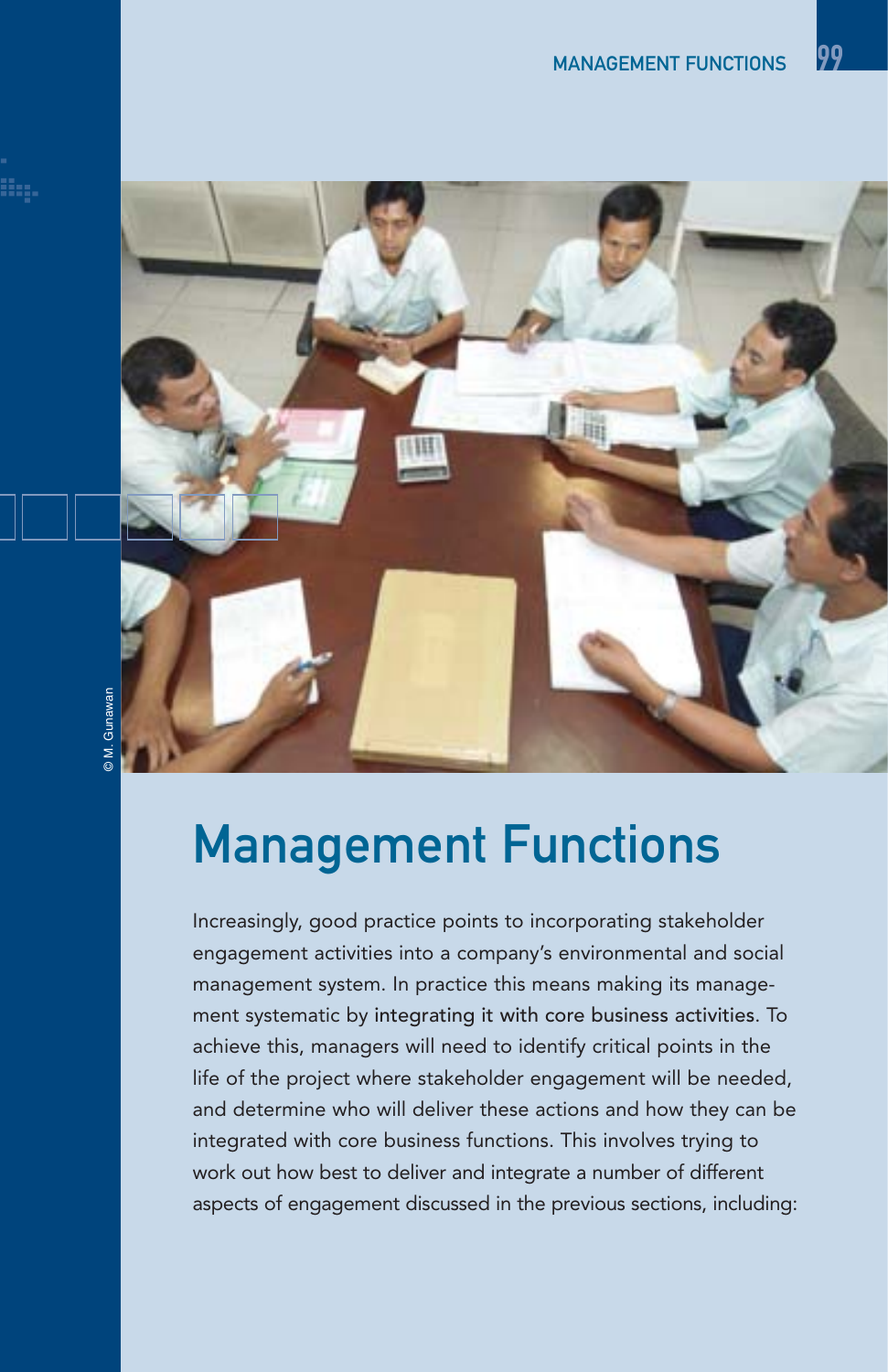# Management Functions

Increasingly, good practice points to incorporating stakeholder engagement activities into a company's environmental and social management system. In practice this means making its management systematic by integrating it with core business activities. To achieve this, managers will need to identify critical points in the life of the project where stakeholder engagement will be needed, and determine who will deliver these actions and how they can be integrated with core business functions. This involves trying to work out how best to deliver and integrate a number of different aspects of engagement discussed in the previous sections, including: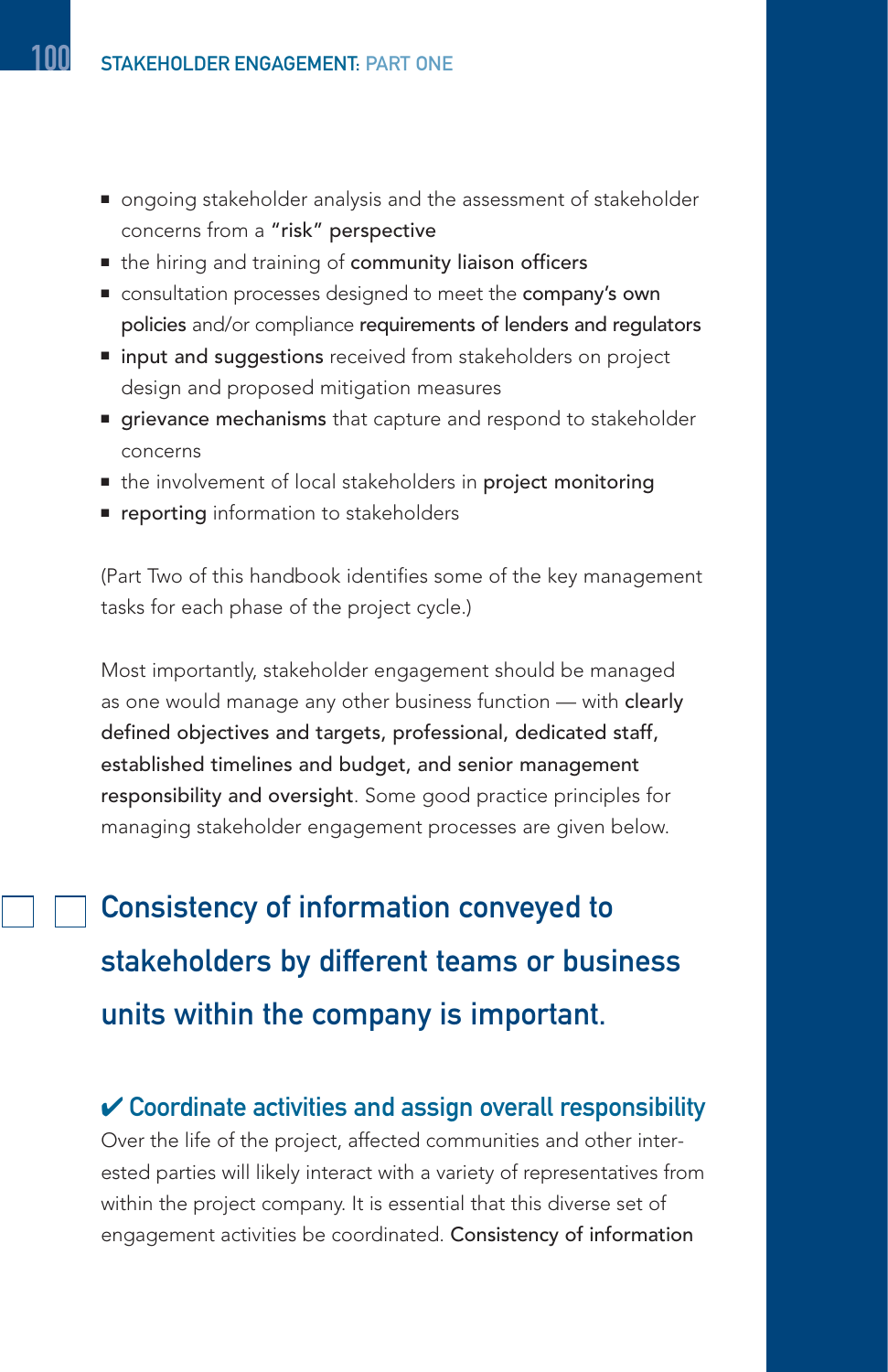- ongoing stakeholder analysis and the assessment of stakeholder concerns from a **"risk" perspective**
- the hiring and training of **community liaison officers**
- consultation processes designed to meet the **company's own policies** and/or compliance **requirements of lenders and regulators**
- **input and suggestions** received from stakeholders on project design and proposed mitigation measures
- **grievance mechanisms** that capture and respond to stakeholder concerns
- the involvement of local stakeholders in **project monitoring**
- **reporting** information to stakeholders

(Part Two of this handbook identifies some of the key management tasks for each phase of the project cycle.)

Most importantly, stakeholder engagement should be managed as one would manage any other business function — with **clearly defined objectives and targets, professional, dedicated staff, established timelines and budget, and senior management responsibility and oversight**. Some good practice principles for managing stakeholder engagement processes are given below.

## Consistency of information conveyed to stakeholders by different teams or business units within the company is important.

### ✔ Coordinate activities and assign overall responsibility

Over the life of the project, affected communities and other interested parties will likely interact with a variety of representatives from within the project company. It is essential that this diverse set of engagement activities be coordinated. **Consistency of information**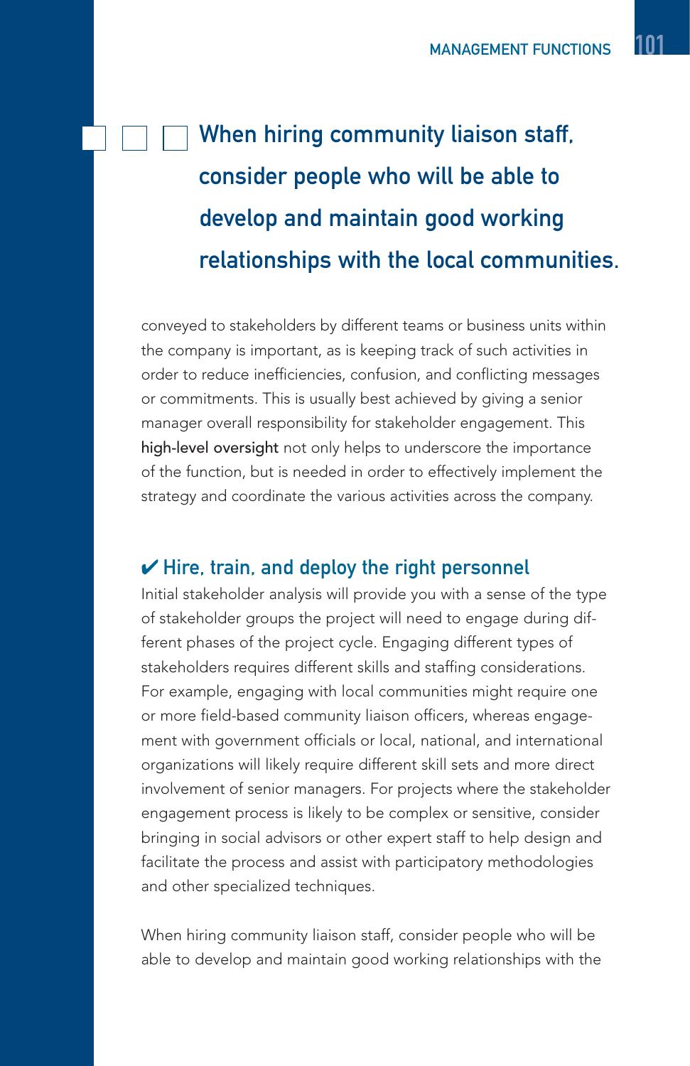**When hiring community liaison staff, consider people who will be able to develop and maintain good working relationships with the local communities.**

conveyed to stakeholders by different teams or business units within the company is important, as is keeping track of such activities in order to reduce inefficiencies, confusion, and conflicting messages or commitments. This is usually best achieved by giving a senior manager overall responsibility for stakeholder engagement. This high-level oversight not only helps to underscore the importance of the function, but is needed in order to effectively implement the strategy and coordinate the various activities across the company.

### ✔ Hire, train, and deploy the right personnel

Initial stakeholder analysis will provide you with a sense of the type of stakeholder groups the project will need to engage during different phases of the project cycle. Engaging different types of stakeholders requires different skills and staffing considerations. For example, engaging with local communities might require one or more field-based community liaison officers, whereas engagement with government officials or local, national, and international organizations will likely require different skill sets and more direct involvement of senior managers. For projects where the stakeholder engagement process is likely to be complex or sensitive, consider bringing in social advisors or other expert staff to help design and facilitate the process and assist with participatory methodologies and other specialized techniques.

When hiring community liaison staff, consider people who will be able to develop and maintain good working relationships with the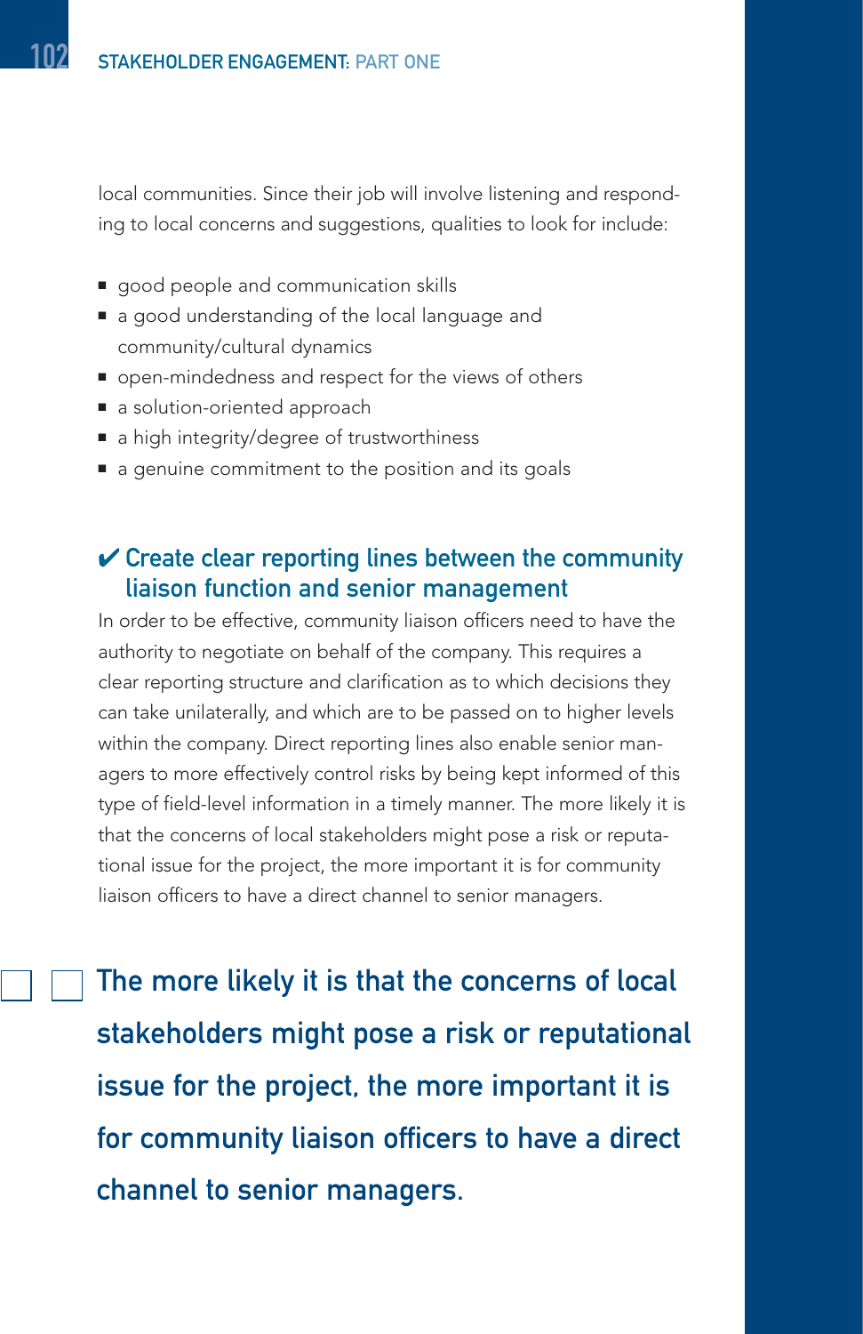local communities. Since their job will involve listening and responding to local concerns and suggestions, qualities to look for include:

- good people and communication skills
- a good understanding of the local language and community/cultural dynamics
- open-mindedness and respect for the views of others
- a solution-oriented approach
- a high integrity/degree of trustworthiness
- a genuine commitment to the position and its goals

### ✔ Create clear reporting lines between the community liaison function and senior management

In order to be effective, community liaison officers need to have the authority to negotiate on behalf of the company. This requires a clear reporting structure and clarification as to which decisions they can take unilaterally, and which are to be passed on to higher levels within the company. Direct reporting lines also enable senior managers to more effectively control risks by being kept informed of this type of field-level information in a timely manner. The more likely it is that the concerns of local stakeholders might pose a risk or reputational issue for the project, the more important it is for community liaison officers to have a direct channel to senior managers.

**The more likely it is that the concerns of local stakeholders might pose a risk or reputational issue for the project, the more important it is for community liaison officers to have a direct channel to senior managers.**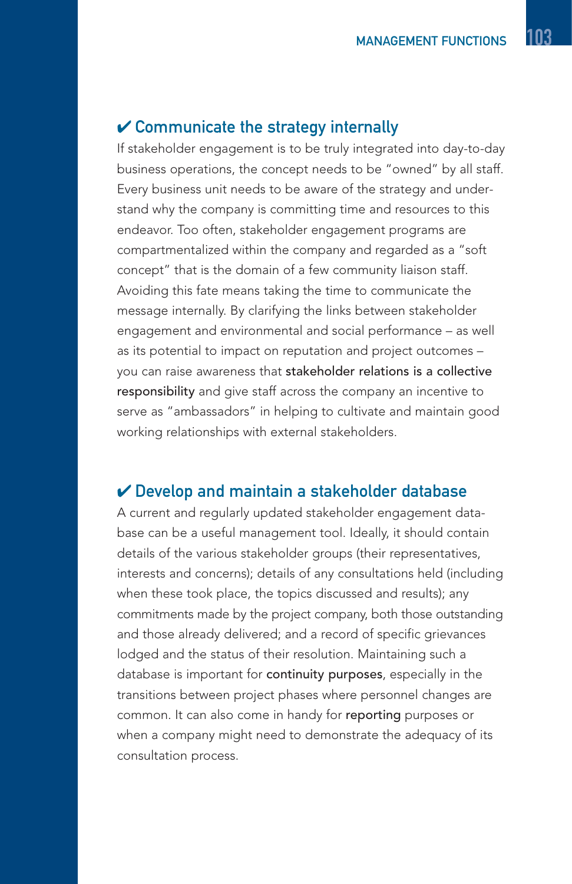## ✔ Communicate the strategy internally

If stakeholder engagement is to be truly integrated into day-to-day business operations, the concept needs to be "owned" by all staff. Every business unit needs to be aware of the strategy and understand why the company is committing time and resources to this endeavor. Too often, stakeholder engagement programs are compartmentalized within the company and regarded as a "soft concept" that is the domain of a few community liaison staff. Avoiding this fate means taking the time to communicate the message internally. By clarifying the links between stakeholder engagement and environmental and social performance – as well as its potential to impact on reputation and project outcomes – you can raise awareness that **stakeholder relations is a collective responsibility** and give staff across the company an incentive to serve as "ambassadors" in helping to cultivate and maintain good working relationships with external stakeholders.

## ✔ Develop and maintain a stakeholder database

A current and regularly updated stakeholder engagement database can be a useful management tool. Ideally, it should contain details of the various stakeholder groups (their representatives, interests and concerns); details of any consultations held (including when these took place, the topics discussed and results); any commitments made by the project company, both those outstanding and those already delivered; and a record of specific grievances lodged and the status of their resolution. Maintaining such a database is important for **continuity purposes**, especially in the transitions between project phases where personnel changes are common. It can also come in handy for **reporting** purposes or when a company might need to demonstrate the adequacy of its consultation process.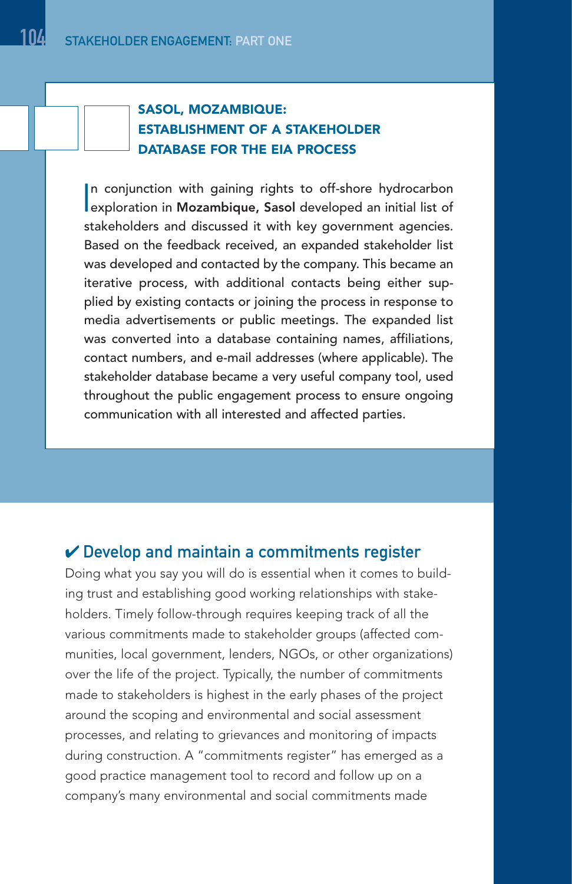### SASOL, MOZAMBIQUE: ESTABLISHMENT OF A STAKEHOLDER DATABASE FOR THE EIA PROCESS

In conjunction with gaining rights to off-shore hydrocarbon exploration in **Mozambique, Sasol** developed an initial list of stakeholders and discussed it with key government agencies. Based on the feedback received, an expanded stakeholder list was developed and contacted by the company. This became an iterative process, with additional contacts being either supplied by existing contacts or joining the process in response to media advertisements or public meetings. The expanded list was converted into a database containing names, affiliations, contact numbers, and e-mail addresses (where applicable). The stakeholder database became a very useful company tool, used throughout the public engagement process to ensure ongoing communication with all interested and affected parties.

## ✔ Develop and maintain a commitments register

Doing what you say you will do is essential when it comes to building trust and establishing good working relationships with stakeholders. Timely follow-through requires keeping track of all the various commitments made to stakeholder groups (affected communities, local government, lenders, NGOs, or other organizations) over the life of the project. Typically, the number of commitments made to stakeholders is highest in the early phases of the project around the scoping and environmental and social assessment processes, and relating to grievances and monitoring of impacts during construction. A "commitments register" has emerged as a good practice management tool to record and follow up on a company's many environmental and social commitments made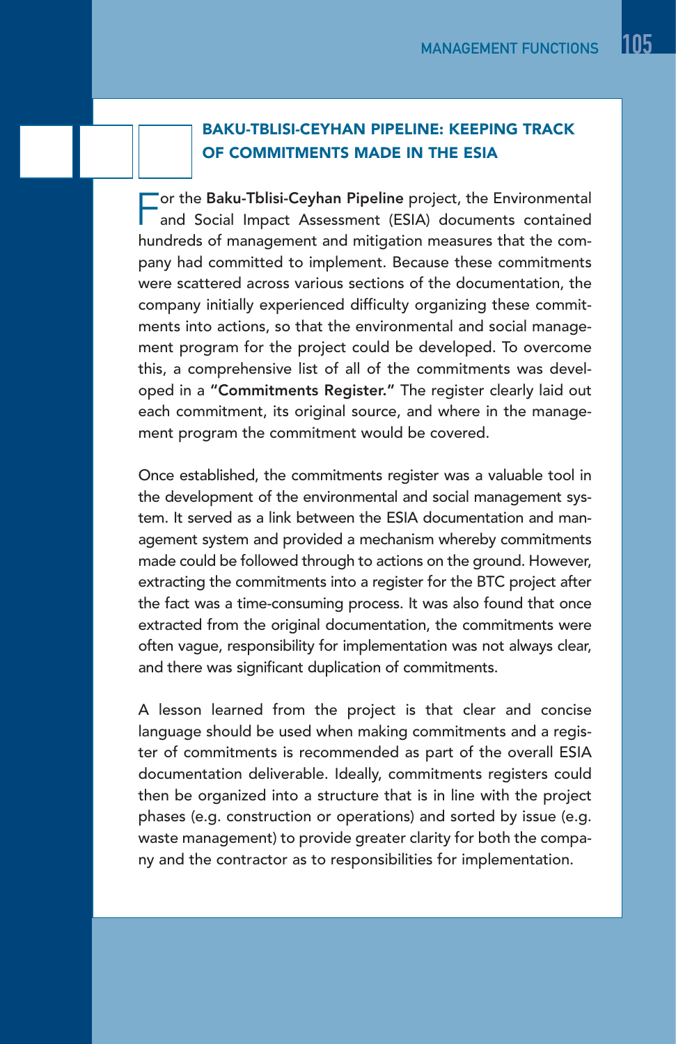## BAKU-TBLISI-CEYHAN PIPELINE: KEEPING TRACK OF COMMITMENTS MADE IN THE ESIA

For the **Baku-Tblisi-Ceyhan Pipeline** project, the Environmental and Social Impact Assessment (ESIA) documents contained hundreds of management and mitigation measures that the company had committed to implement. Because these commitments were scattered across various sections of the documentation, the company initially experienced difficulty organizing these commitments into actions, so that the environmental and social management program for the project could be developed. To overcome this, a comprehensive list of all of the commitments was developed in a **"Commitments Register."** The register clearly laid out each commitment, its original source, and where in the management program the commitment would be covered.

Once established, the commitments register was a valuable tool in the development of the environmental and social management system. It served as a link between the ESIA documentation and management system and provided a mechanism whereby commitments made could be followed through to actions on the ground. However, extracting the commitments into a register for the BTC project after the fact was a time-consuming process. It was also found that once extracted from the original documentation, the commitments were often vague, responsibility for implementation was not always clear, and there was significant duplication of commitments.

A lesson learned from the project is that clear and concise language should be used when making commitments and a register of commitments is recommended as part of the overall ESIA documentation deliverable. Ideally, commitments registers could then be organized into a structure that is in line with the project phases (e.g. construction or operations) and sorted by issue (e.g. waste management) to provide greater clarity for both the company and the contractor as to responsibilities for implementation.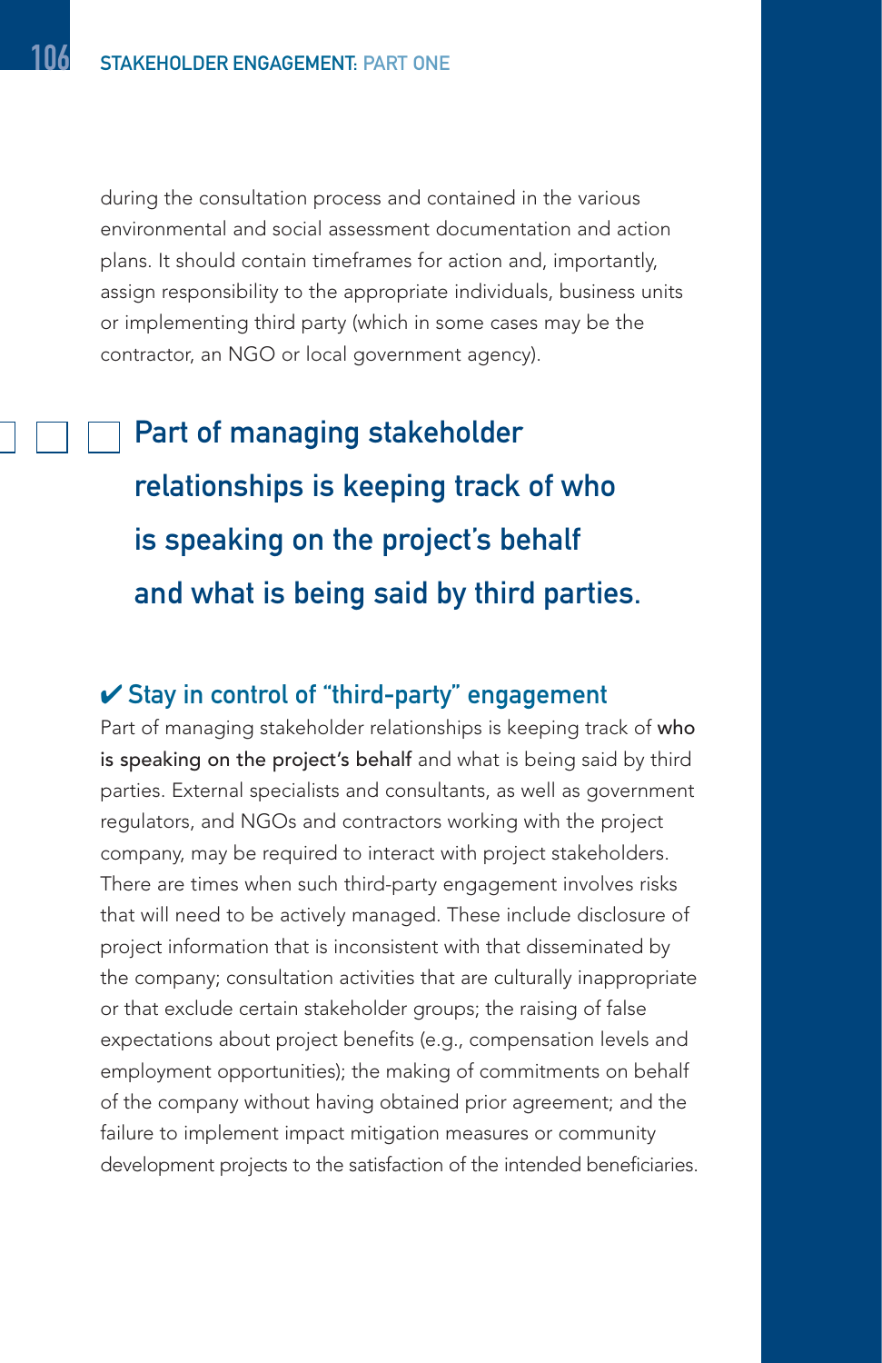during the consultation process and contained in the various environmental and social assessment documentation and action plans. It should contain timeframes for action and, importantly, assign responsibility to the appropriate individuals, business units or implementing third party (which in some cases may be the contractor, an NGO or local government agency).

> **Part of managing stakeholder relationships is keeping track of who is speaking on the project's behalf and what is being said by third parties.**

### ✔ Stay in control of "third-party" engagement

Part of managing stakeholder relationships is keeping track of who is speaking on the project's behalf and what is being said by third parties. External specialists and consultants, as well as government regulators, and NGOs and contractors working with the project company, may be required to interact with project stakeholders. There are times when such third-party engagement involves risks that will need to be actively managed. These include disclosure of project information that is inconsistent with that disseminated by the company; consultation activities that are culturally inappropriate or that exclude certain stakeholder groups; the raising of false expectations about project benefits (e.g., compensation levels and employment opportunities); the making of commitments on behalf of the company without having obtained prior agreement; and the failure to implement impact mitigation measures or community development projects to the satisfaction of the intended beneficiaries.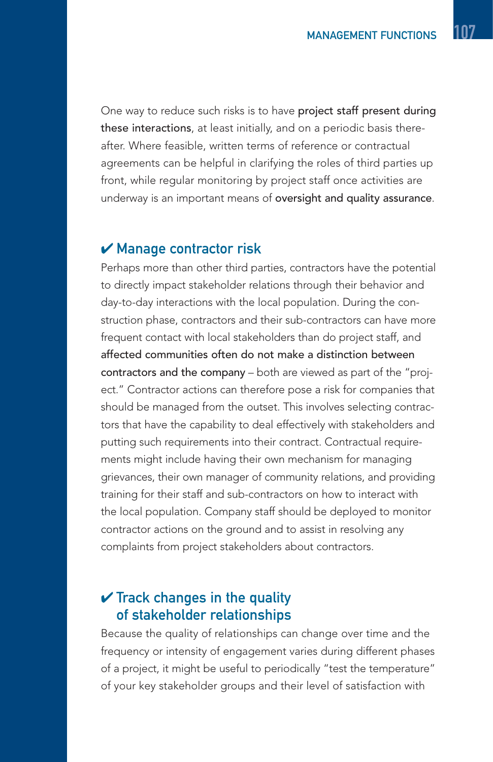One way to reduce such risks is to have **project staff present during these interactions**, at least initially, and on a periodic basis thereafter. Where feasible, written terms of reference or contractual agreements can be helpful in clarifying the roles of third parties up front, while regular monitoring by project staff once activities are underway is an important means of **oversight and quality assurance**.

## ✔ Manage contractor risk

Perhaps more than other third parties, contractors have the potential to directly impact stakeholder relations through their behavior and day-to-day interactions with the local population. During the construction phase, contractors and their sub-contractors can have more frequent contact with local stakeholders than do project staff, and **affected communities often do not make a distinction between contractors and the company** – both are viewed as part of the "project." Contractor actions can therefore pose a risk for companies that should be managed from the outset. This involves selecting contractors that have the capability to deal effectively with stakeholders and putting such requirements into their contract. Contractual requirements might include having their own mechanism for managing grievances, their own manager of community relations, and providing training for their staff and sub-contractors on how to interact with the local population. Company staff should be deployed to monitor contractor actions on the ground and to assist in resolving any complaints from project stakeholders about contractors.

## ✔ Track changes in the quality of stakeholder relationships

Because the quality of relationships can change over time and the frequency or intensity of engagement varies during different phases of a project, it might be useful to periodically "test the temperature" of your key stakeholder groups and their level of satisfaction with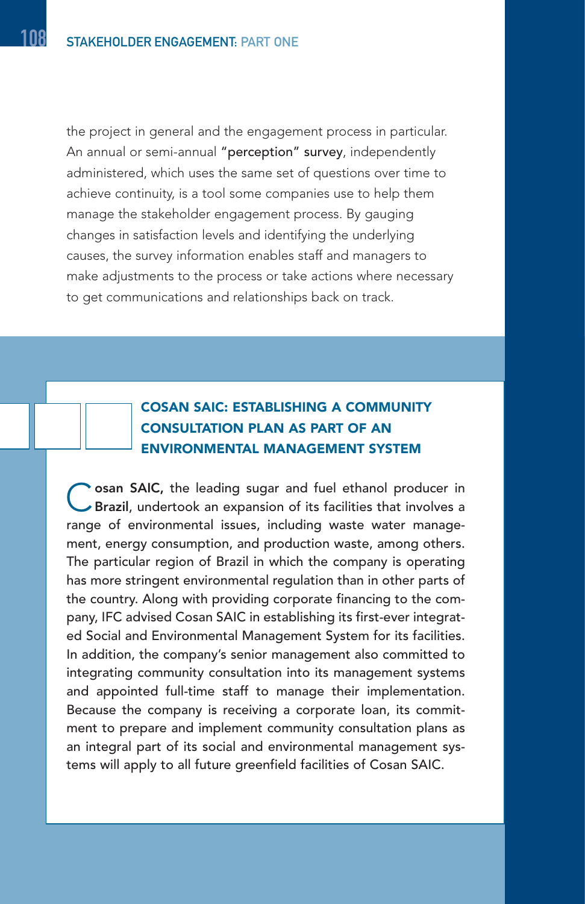the project in general and the engagement process in particular. An annual or semi-annual **"perception" survey**, independently administered, which uses the same set of questions over time to achieve continuity, is a tool some companies use to help them manage the stakeholder engagement process. By gauging changes in satisfaction levels and identifying the underlying causes, the survey information enables staff and managers to make adjustments to the process or take actions where necessary to get communications and relationships back on track.

### COSAN SAIC: ESTABLISHING A COMMUNITY CONSULTATION PLAN AS PART OF AN ENVIRONMENTAL MANAGEMENT SYSTEM

**Cosan SAIC,** the leading sugar and fuel ethanol producer in **Brazil**, undertook an expansion of its facilities that involves a range of environmental issues, including waste water management, energy consumption, and production waste, among others. The particular region of Brazil in which the company is operating has more stringent environmental regulation than in other parts of the country. Along with providing corporate financing to the company, IFC advised Cosan SAIC in establishing its first-ever integrated Social and Environmental Management System for its facilities. In addition, the company's senior management also committed to integrating community consultation into its management systems and appointed full-time staff to manage their implementation. Because the company is receiving a corporate loan, its commitment to prepare and implement community consultation plans as an integral part of its social and environmental management systems will apply to all future greenfield facilities of Cosan SAIC.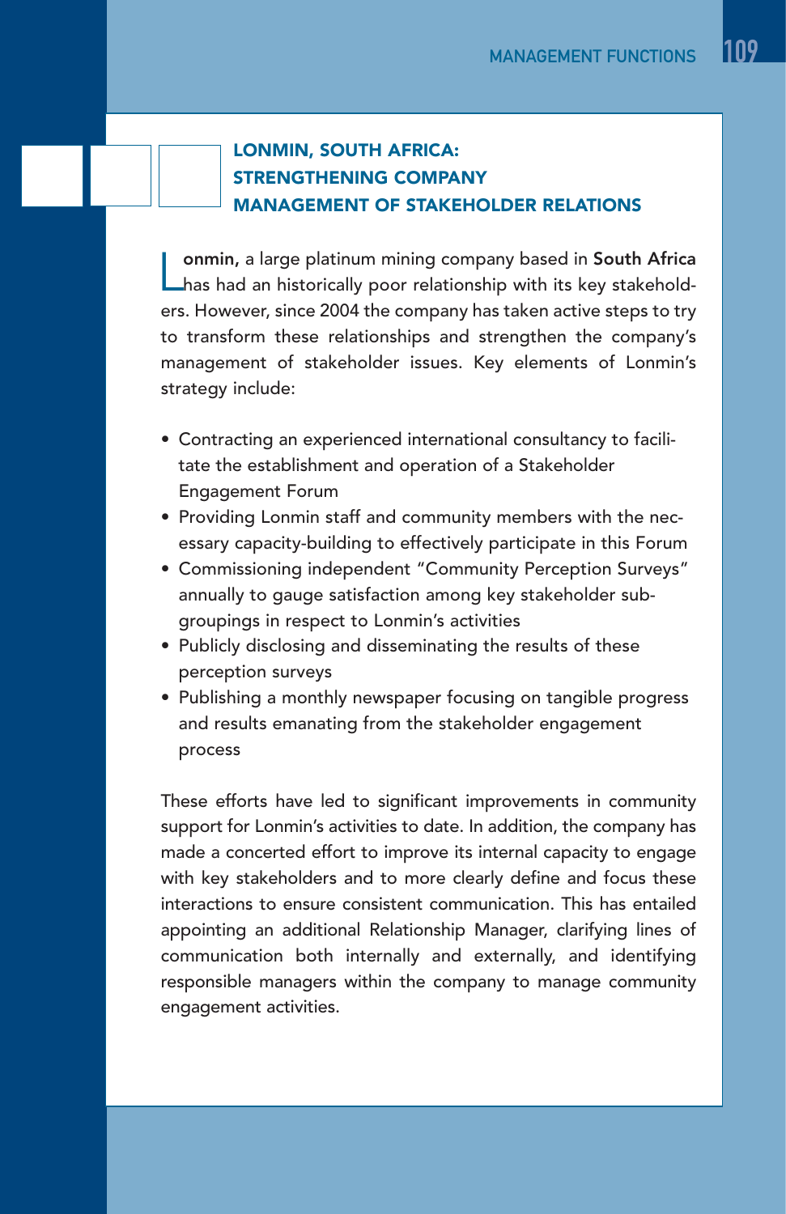## LONMIN, SOUTH AFRICA: STRENGTHENING COMPANY MANAGEMENT OF STAKEHOLDER RELATIONS

Lonmin, a large platinum mining company based in **South Africa** has had an historically poor relationship with its key stakeholders. However, since 2004 the company has taken active steps to try to transform these relationships and strengthen the company's management of stakeholder issues. Key elements of Lonmin's strategy include:

- Contracting an experienced international consultancy to facilitate the establishment and operation of a Stakeholder Engagement Forum
- Providing Lonmin staff and community members with the necessary capacity-building to effectively participate in this Forum
- Commissioning independent "Community Perception Surveys" annually to gauge satisfaction among key stakeholder subgroupings in respect to Lonmin's activities
- Publicly disclosing and disseminating the results of these perception surveys
- Publishing a monthly newspaper focusing on tangible progress and results emanating from the stakeholder engagement process

These efforts have led to significant improvements in community support for Lonmin's activities to date. In addition, the company has made a concerted effort to improve its internal capacity to engage with key stakeholders and to more clearly define and focus these interactions to ensure consistent communication. This has entailed appointing an additional Relationship Manager, clarifying lines of communication both internally and externally, and identifying responsible managers within the company to manage community engagement activities.